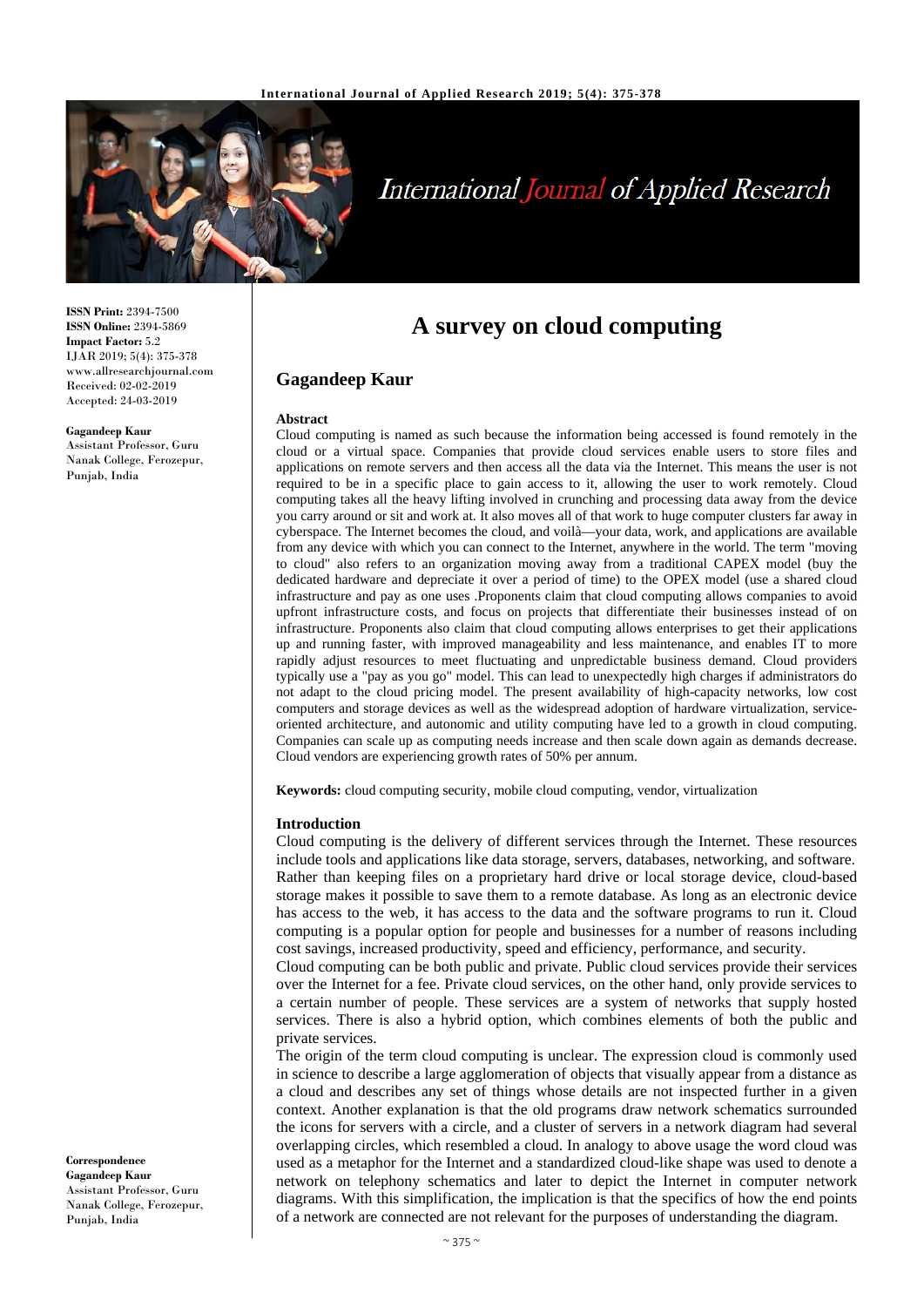# A survey on cloud computing

## Gagandeep Kaur

**ISSN Print:** 2394-7500
**ISSN Online:** 2394-5869
**Impact Factor:** 5.2
IJAR 2019; 5(4): 375-378
www.allresearchjournal.com
Received: 02-02-2019
Accepted: 24-03-2019

**Gagandeep Kaur**
Assistant Professor, Guru Nanak College, Ferozepur, Punjab, India

**Correspondence**
**Gagandeep Kaur**
Assistant Professor, Guru Nanak College, Ferozepur, Punjab, India

### Abstract

Cloud computing is named as such because the information being accessed is found remotely in the cloud or a virtual space. Companies that provide cloud services enable users to store files and applications on remote servers and then access all the data via the Internet. This means the user is not required to be in a specific place to gain access to it, allowing the user to work remotely. Cloud computing takes all the heavy lifting involved in crunching and processing data away from the device you carry around or sit and work at. It also moves all of that work to huge computer clusters far away in cyberspace. The Internet becomes the cloud, and voilà—your data, work, and applications are available from any device with which you can connect to the Internet, anywhere in the world. The term "moving to cloud" also refers to an organization moving away from a traditional CAPEX model (buy the dedicated hardware and depreciate it over a period of time) to the OPEX model (use a shared cloud infrastructure and pay as one uses .Proponents claim that cloud computing allows companies to avoid upfront infrastructure costs, and focus on projects that differentiate their businesses instead of on infrastructure. Proponents also claim that cloud computing allows enterprises to get their applications up and running faster, with improved manageability and less maintenance, and enables IT to more rapidly adjust resources to meet fluctuating and unpredictable business demand. Cloud providers typically use a "pay as you go" model. This can lead to unexpectedly high charges if administrators do not adapt to the cloud pricing model. The present availability of high-capacity networks, low cost computers and storage devices as well as the widespread adoption of hardware virtualization, service-oriented architecture, and autonomic and utility computing have led to a growth in cloud computing. Companies can scale up as computing needs increase and then scale down again as demands decrease. Cloud vendors are experiencing growth rates of 50% per annum.

**Keywords:** cloud computing security, mobile cloud computing, vendor, virtualization

### Introduction

Cloud computing is the delivery of different services through the Internet. These resources include tools and applications like data storage, servers, databases, networking, and software. Rather than keeping files on a proprietary hard drive or local storage device, cloud-based storage makes it possible to save them to a remote database. As long as an electronic device has access to the web, it has access to the data and the software programs to run it. Cloud computing is a popular option for people and businesses for a number of reasons including cost savings, increased productivity, speed and efficiency, performance, and security.

Cloud computing can be both public and private. Public cloud services provide their services over the Internet for a fee. Private cloud services, on the other hand, only provide services to a certain number of people. These services are a system of networks that supply hosted services. There is also a hybrid option, which combines elements of both the public and private services.

The origin of the term cloud computing is unclear. The expression cloud is commonly used in science to describe a large agglomeration of objects that visually appear from a distance as a cloud and describes any set of things whose details are not inspected further in a given context. Another explanation is that the old programs draw network schematics surrounded the icons for servers with a circle, and a cluster of servers in a network diagram had several overlapping circles, which resembled a cloud. In analogy to above usage the word cloud was used as a metaphor for the Internet and a standardized cloud-like shape was used to denote a network on telephony schematics and later to depict the Internet in computer network diagrams. With this simplification, the implication is that the specifics of how the end points of a network are connected are not relevant for the purposes of understanding the diagram.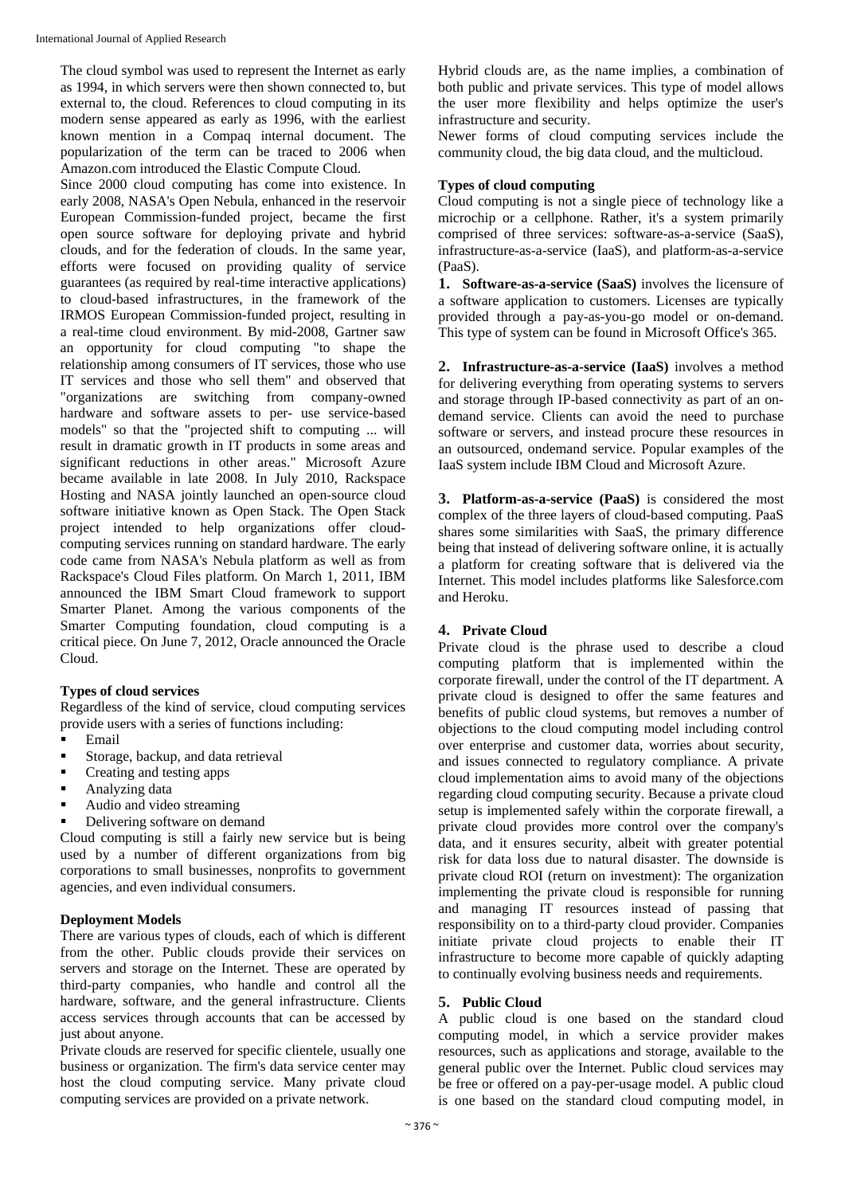The cloud symbol was used to represent the Internet as early as 1994, in which servers were then shown connected to, but external to, the cloud. References to cloud computing in its modern sense appeared as early as 1996, with the earliest known mention in a Compaq internal document. The popularization of the term can be traced to 2006 when Amazon.com introduced the Elastic Compute Cloud.

Since 2000 cloud computing has come into existence. In early 2008, NASA's Open Nebula, enhanced in the reservoir European Commission-funded project, became the first open source software for deploying private and hybrid clouds, and for the federation of clouds. In the same year, efforts were focused on providing quality of service guarantees (as required by real-time interactive applications) to cloud-based infrastructures, in the framework of the IRMOS European Commission-funded project, resulting in a real-time cloud environment. By mid-2008, Gartner saw an opportunity for cloud computing "to shape the relationship among consumers of IT services, those who use IT services and those who sell them" and observed that "organizations are switching from company-owned hardware and software assets to per- use service-based models" so that the "projected shift to computing ... will result in dramatic growth in IT products in some areas and significant reductions in other areas." Microsoft Azure became available in late 2008. In July 2010, Rackspace Hosting and NASA jointly launched an open-source cloud software initiative known as Open Stack. The Open Stack project intended to help organizations offer cloud-computing services running on standard hardware. The early code came from NASA's Nebula platform as well as from Rackspace's Cloud Files platform. On March 1, 2011, IBM announced the IBM Smart Cloud framework to support Smarter Planet. Among the various components of the Smarter Computing foundation, cloud computing is a critical piece. On June 7, 2012, Oracle announced the Oracle Cloud.

**Types of cloud services**

Regardless of the kind of service, cloud computing services provide users with a series of functions including:

- Email
- Storage, backup, and data retrieval
- Creating and testing apps
- Analyzing data
- Audio and video streaming
- Delivering software on demand

Cloud computing is still a fairly new service but is being used by a number of different organizations from big corporations to small businesses, nonprofits to government agencies, and even individual consumers.

**Deployment Models**

There are various types of clouds, each of which is different from the other. Public clouds provide their services on servers and storage on the Internet. These are operated by third-party companies, who handle and control all the hardware, software, and the general infrastructure. Clients access services through accounts that can be accessed by just about anyone.

Private clouds are reserved for specific clientele, usually one business or organization. The firm's data service center may host the cloud computing service. Many private cloud computing services are provided on a private network.

Hybrid clouds are, as the name implies, a combination of both public and private services. This type of model allows the user more flexibility and helps optimize the user's infrastructure and security.

Newer forms of cloud computing services include the community cloud, the big data cloud, and the multicloud.

**Types of cloud computing**

Cloud computing is not a single piece of technology like a microchip or a cellphone. Rather, it's a system primarily comprised of three services: software-as-a-service (SaaS), infrastructure-as-a-service (IaaS), and platform-as-a-service (PaaS).

1. **Software-as-a-service (SaaS)** involves the licensure of a software application to customers. Licenses are typically provided through a pay-as-you-go model or on-demand. This type of system can be found in Microsoft Office's 365.

2. **Infrastructure-as-a-service (IaaS)** involves a method for delivering everything from operating systems to servers and storage through IP-based connectivity as part of an on-demand service. Clients can avoid the need to purchase software or servers, and instead procure these resources in an outsourced, ondemand service. Popular examples of the IaaS system include IBM Cloud and Microsoft Azure.

3. **Platform-as-a-service (PaaS)** is considered the most complex of the three layers of cloud-based computing. PaaS shares some similarities with SaaS, the primary difference being that instead of delivering software online, it is actually a platform for creating software that is delivered via the Internet. This model includes platforms like Salesforce.com and Heroku.

**4. Private Cloud**

Private cloud is the phrase used to describe a cloud computing platform that is implemented within the corporate firewall, under the control of the IT department. A private cloud is designed to offer the same features and benefits of public cloud systems, but removes a number of objections to the cloud computing model including control over enterprise and customer data, worries about security, and issues connected to regulatory compliance. A private cloud implementation aims to avoid many of the objections regarding cloud computing security. Because a private cloud setup is implemented safely within the corporate firewall, a private cloud provides more control over the company's data, and it ensures security, albeit with greater potential risk for data loss due to natural disaster. The downside is private cloud ROI (return on investment): The organization implementing the private cloud is responsible for running and managing IT resources instead of passing that responsibility on to a third-party cloud provider. Companies initiate private cloud projects to enable their IT infrastructure to become more capable of quickly adapting to continually evolving business needs and requirements.

**5. Public Cloud**

A public cloud is one based on the standard cloud computing model, in which a service provider makes resources, such as applications and storage, available to the general public over the Internet. Public cloud services may be free or offered on a pay-per-usage model. A public cloud is one based on the standard cloud computing model, in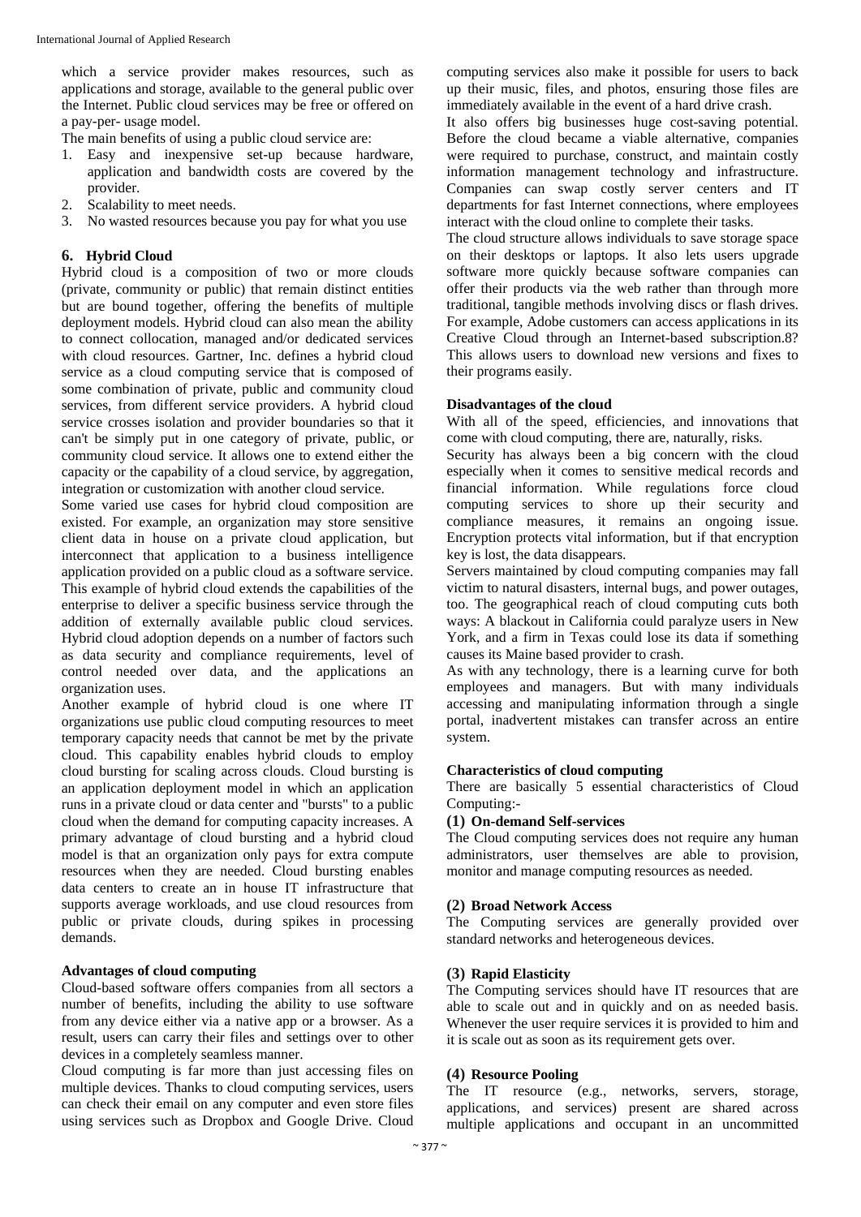which a service provider makes resources, such as applications and storage, available to the general public over the Internet. Public cloud services may be free or offered on a pay-per- usage model.

The main benefits of using a public cloud service are:

1. Easy and inexpensive set-up because hardware, application and bandwidth costs are covered by the provider.
2. Scalability to meet needs.
3. No wasted resources because you pay for what you use

### 6. Hybrid Cloud

Hybrid cloud is a composition of two or more clouds (private, community or public) that remain distinct entities but are bound together, offering the benefits of multiple deployment models. Hybrid cloud can also mean the ability to connect collocation, managed and/or dedicated services with cloud resources. Gartner, Inc. defines a hybrid cloud service as a cloud computing service that is composed of some combination of private, public and community cloud services, from different service providers. A hybrid cloud service crosses isolation and provider boundaries so that it can't be simply put in one category of private, public, or community cloud service. It allows one to extend either the capacity or the capability of a cloud service, by aggregation, integration or customization with another cloud service.

Some varied use cases for hybrid cloud composition are existed. For example, an organization may store sensitive client data in house on a private cloud application, but interconnect that application to a business intelligence application provided on a public cloud as a software service. This example of hybrid cloud extends the capabilities of the enterprise to deliver a specific business service through the addition of externally available public cloud services. Hybrid cloud adoption depends on a number of factors such as data security and compliance requirements, level of control needed over data, and the applications an organization uses.

Another example of hybrid cloud is one where IT organizations use public cloud computing resources to meet temporary capacity needs that cannot be met by the private cloud. This capability enables hybrid clouds to employ cloud bursting for scaling across clouds. Cloud bursting is an application deployment model in which an application runs in a private cloud or data center and "bursts" to a public cloud when the demand for computing capacity increases. A primary advantage of cloud bursting and a hybrid cloud model is that an organization only pays for extra compute resources when they are needed. Cloud bursting enables data centers to create an in house IT infrastructure that supports average workloads, and use cloud resources from public or private clouds, during spikes in processing demands.

### Advantages of cloud computing

Cloud-based software offers companies from all sectors a number of benefits, including the ability to use software from any device either via a native app or a browser. As a result, users can carry their files and settings over to other devices in a completely seamless manner.

Cloud computing is far more than just accessing files on multiple devices. Thanks to cloud computing services, users can check their email on any computer and even store files using services such as Dropbox and Google Drive. Cloud computing services also make it possible for users to back up their music, files, and photos, ensuring those files are immediately available in the event of a hard drive crash.

It also offers big businesses huge cost-saving potential. Before the cloud became a viable alternative, companies were required to purchase, construct, and maintain costly information management technology and infrastructure. Companies can swap costly server centers and IT departments for fast Internet connections, where employees interact with the cloud online to complete their tasks.

The cloud structure allows individuals to save storage space on their desktops or laptops. It also lets users upgrade software more quickly because software companies can offer their products via the web rather than through more traditional, tangible methods involving discs or flash drives. For example, Adobe customers can access applications in its Creative Cloud through an Internet-based subscription.8? This allows users to download new versions and fixes to their programs easily.

### Disadvantages of the cloud

With all of the speed, efficiencies, and innovations that come with cloud computing, there are, naturally, risks.

Security has always been a big concern with the cloud especially when it comes to sensitive medical records and financial information. While regulations force cloud computing services to shore up their security and compliance measures, it remains an ongoing issue. Encryption protects vital information, but if that encryption key is lost, the data disappears.

Servers maintained by cloud computing companies may fall victim to natural disasters, internal bugs, and power outages, too. The geographical reach of cloud computing cuts both ways: A blackout in California could paralyze users in New York, and a firm in Texas could lose its data if something causes its Maine based provider to crash.

As with any technology, there is a learning curve for both employees and managers. But with many individuals accessing and manipulating information through a single portal, inadvertent mistakes can transfer across an entire system.

### Characteristics of cloud computing

There are basically 5 essential characteristics of Cloud Computing:-

#### (1) On-demand Self-services

The Cloud computing services does not require any human administrators, user themselves are able to provision, monitor and manage computing resources as needed.

#### (2) Broad Network Access

The Computing services are generally provided over standard networks and heterogeneous devices.

#### (3) Rapid Elasticity

The Computing services should have IT resources that are able to scale out and in quickly and on as needed basis. Whenever the user require services it is provided to him and it is scale out as soon as its requirement gets over.

#### (4) Resource Pooling

The IT resource (e.g., networks, servers, storage, applications, and services) present are shared across multiple applications and occupant in an uncommitted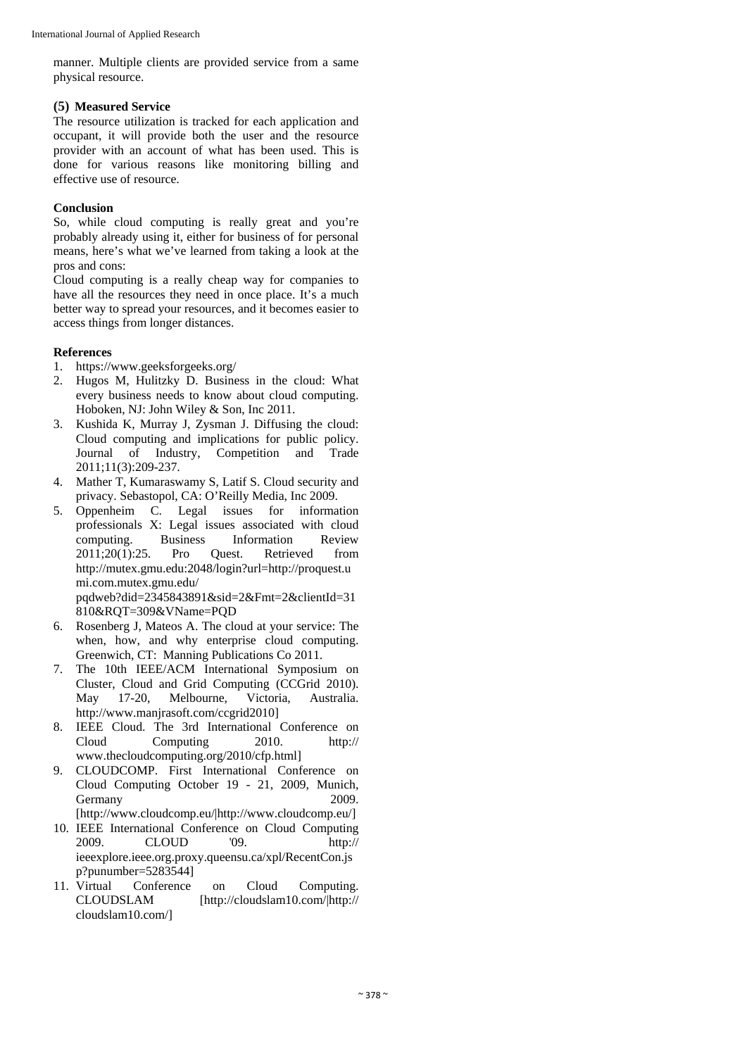manner. Multiple clients are provided service from a same physical resource.

### (5) Measured Service

The resource utilization is tracked for each application and occupant, it will provide both the user and the resource provider with an account of what has been used. This is done for various reasons like monitoring billing and effective use of resource.

## Conclusion

So, while cloud computing is really great and you're probably already using it, either for business of for personal means, here's what we've learned from taking a look at the pros and cons:

Cloud computing is a really cheap way for companies to have all the resources they need in once place. It's a much better way to spread your resources, and it becomes easier to access things from longer distances.

## References

1. https://www.geeksforgeeks.org/
2. Hugos M, Hulitzky D. Business in the cloud: What every business needs to know about cloud computing. Hoboken, NJ: John Wiley & Son, Inc 2011.
3. Kushida K, Murray J, Zysman J. Diffusing the cloud: Cloud computing and implications for public policy. Journal of Industry, Competition and Trade 2011;11(3):209-237.
4. Mather T, Kumaraswamy S, Latif S. Cloud security and privacy. Sebastopol, CA: O'Reilly Media, Inc 2009.
5. Oppenheim C. Legal issues for information professionals X: Legal issues associated with cloud computing. Business Information Review 2011;20(1):25. Pro Quest. Retrieved from http://mutex.gmu.edu:2048/login?url=http://proquest.umi.com.mutex.gmu.edu/ pqdweb?did=2345843891&sid=2&Fmt=2&clientId=31810&RQT=309&VName=PQD
6. Rosenberg J, Mateos A. The cloud at your service: The when, how, and why enterprise cloud computing. Greenwich, CT: Manning Publications Co 2011.
7. The 10th IEEE/ACM International Symposium on Cluster, Cloud and Grid Computing (CCGrid 2010). May 17-20, Melbourne, Victoria, Australia. http://www.manjrasoft.com/ccgrid2010]
8. IEEE Cloud. The 3rd International Conference on Cloud Computing 2010. http:// www.thecloudcomputing.org/2010/cfp.html]
9. CLOUDCOMP. First International Conference on Cloud Computing October 19 - 21, 2009, Munich, Germany 2009. [http://www.cloudcomp.eu/|http://www.cloudcomp.eu/]
10. IEEE International Conference on Cloud Computing 2009. CLOUD '09. http:// ieeexplore.ieee.org.proxy.queensu.ca/xpl/RecentCon.jsp?punumber=5283544]
11. Virtual Conference on Cloud Computing. CLOUDSLAM [http://cloudslam10.com/|http:// cloudslam10.com/]